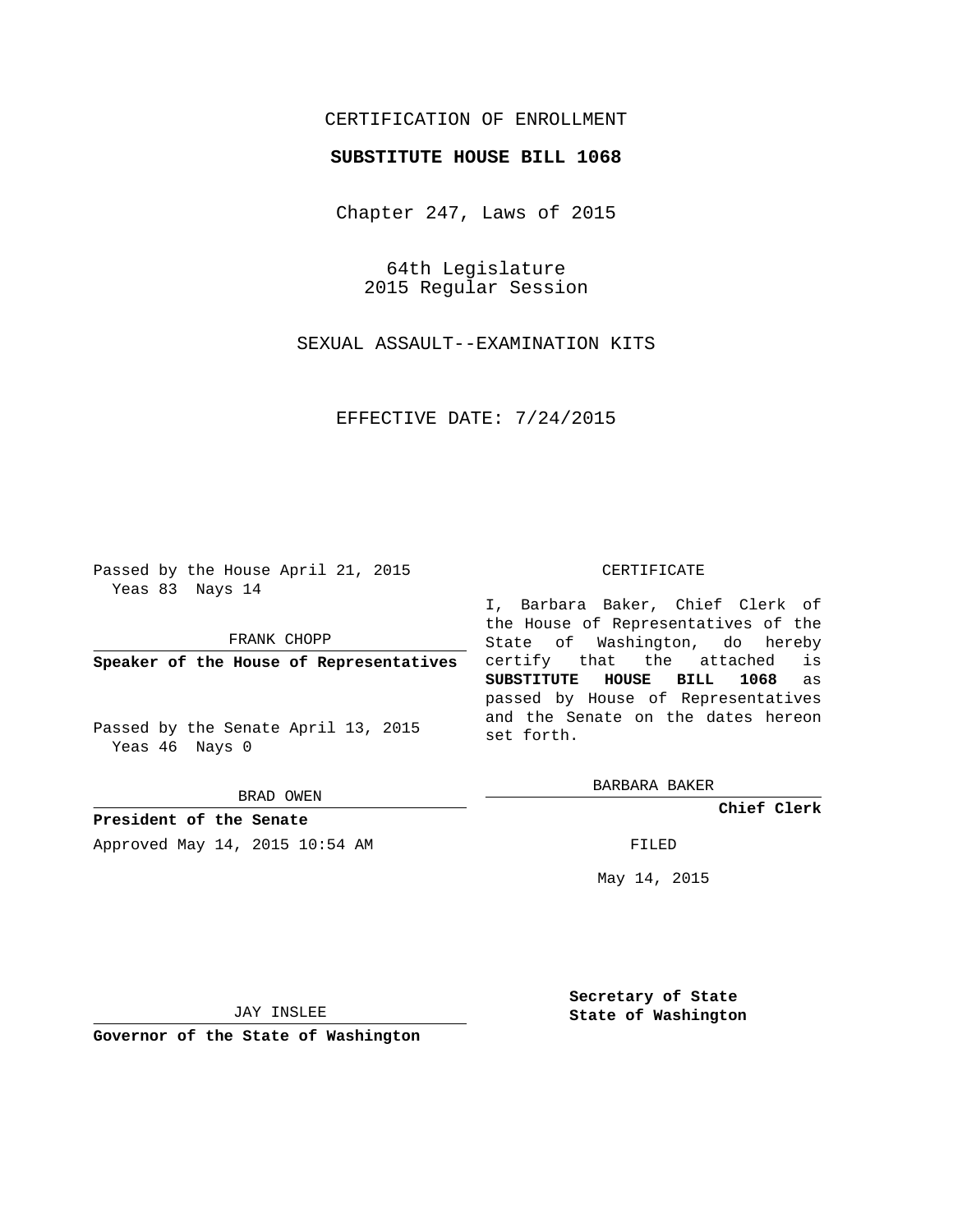CERTIFICATION OF ENROLLMENT

**SUBSTITUTE HOUSE BILL 1068**

Chapter 247, Laws of 2015

64th Legislature
2015 Regular Session

SEXUAL ASSAULT--EXAMINATION KITS

EFFECTIVE DATE: 7/24/2015

Passed by the House April 21, 2015
Yeas 83 Nays 14

FRANK CHOPP

**Speaker of the House of Representatives**

Passed by the Senate April 13, 2015
Yeas 46 Nays 0

BRAD OWEN

**President of the Senate**

Approved May 14, 2015 10:54 AM

JAY INSLEE

**Governor of the State of Washington**

CERTIFICATE

I, Barbara Baker, Chief Clerk of the House of Representatives of the State of Washington, do hereby certify that the attached is **SUBSTITUTE HOUSE BILL 1068** as passed by House of Representatives and the Senate on the dates hereon set forth.

BARBARA BAKER

**Chief Clerk**

FILED

May 14, 2015

**Secretary of State**
**State of Washington**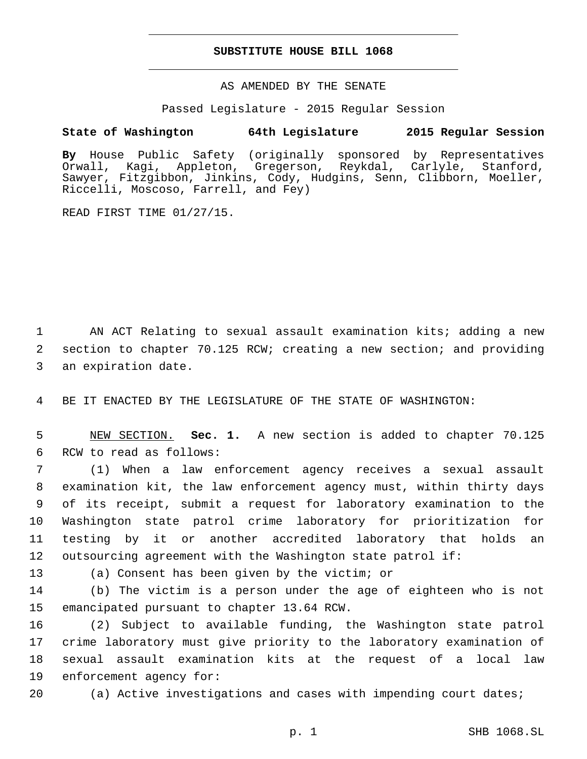# SUBSTITUTE HOUSE BILL 1068

AS AMENDED BY THE SENATE

Passed Legislature - 2015 Regular Session

**State of Washington 64th Legislature 2015 Regular Session**

**By** House Public Safety (originally sponsored by Representatives Orwall, Kagi, Appleton, Gregerson, Reykdal, Carlyle, Stanford, Sawyer, Fitzgibbon, Jinkins, Cody, Hudgins, Senn, Clibborn, Moeller, Riccelli, Moscoso, Farrell, and Fey)

READ FIRST TIME 01/27/15.

AN ACT Relating to sexual assault examination kits; adding a new section to chapter 70.125 RCW; creating a new section; and providing an expiration date.

BE IT ENACTED BY THE LEGISLATURE OF THE STATE OF WASHINGTON:

NEW SECTION. **Sec. 1.** A new section is added to chapter 70.125 RCW to read as follows:

(1) When a law enforcement agency receives a sexual assault examination kit, the law enforcement agency must, within thirty days of its receipt, submit a request for laboratory examination to the Washington state patrol crime laboratory for prioritization for testing by it or another accredited laboratory that holds an outsourcing agreement with the Washington state patrol if:

(a) Consent has been given by the victim; or

(b) The victim is a person under the age of eighteen who is not emancipated pursuant to chapter 13.64 RCW.

(2) Subject to available funding, the Washington state patrol crime laboratory must give priority to the laboratory examination of sexual assault examination kits at the request of a local law enforcement agency for:

(a) Active investigations and cases with impending court dates;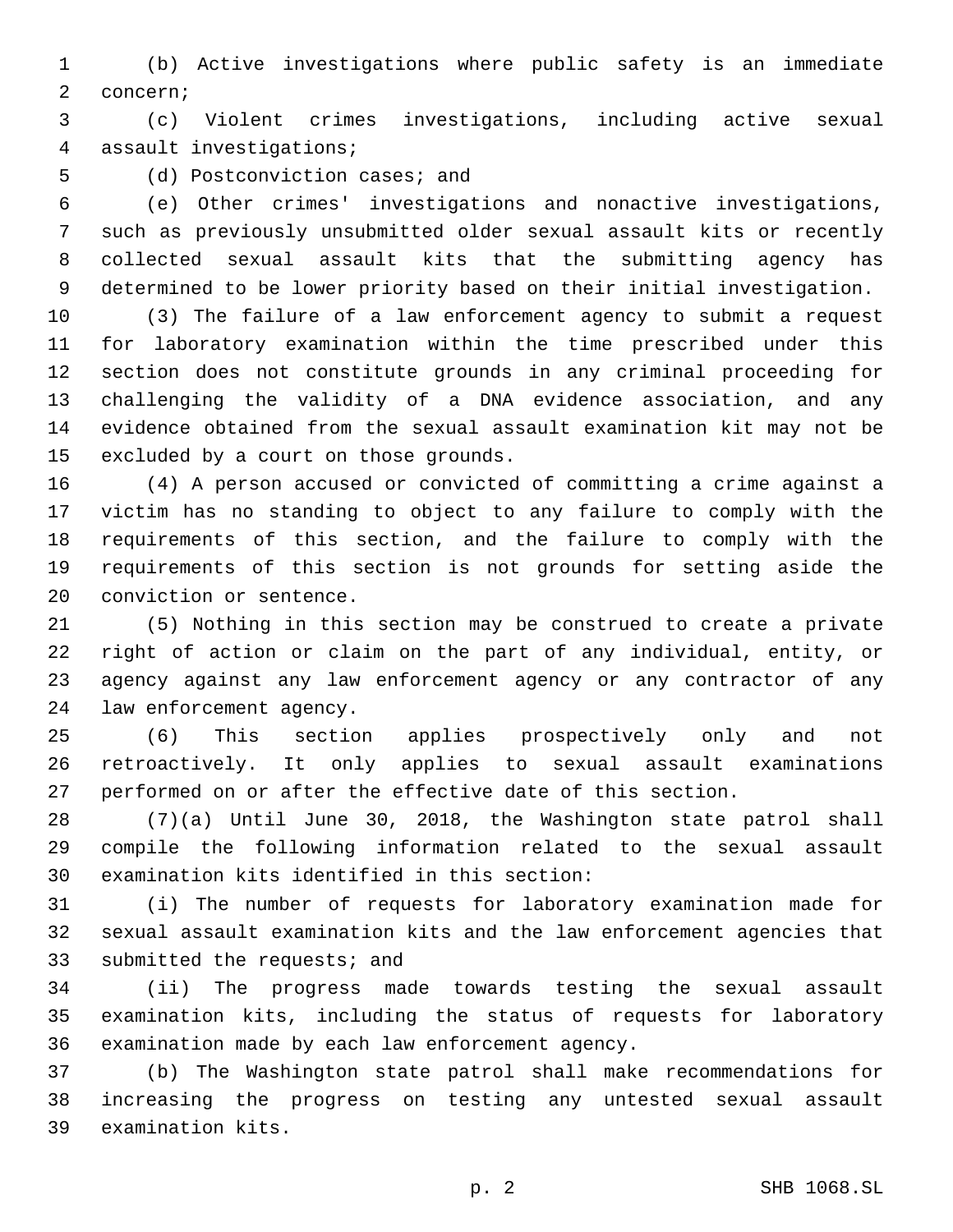(b) Active investigations where public safety is an immediate concern;

(c) Violent crimes investigations, including active sexual assault investigations;

(d) Postconviction cases; and

(e) Other crimes' investigations and nonactive investigations, such as previously unsubmitted older sexual assault kits or recently collected sexual assault kits that the submitting agency has determined to be lower priority based on their initial investigation.

(3) The failure of a law enforcement agency to submit a request for laboratory examination within the time prescribed under this section does not constitute grounds in any criminal proceeding for challenging the validity of a DNA evidence association, and any evidence obtained from the sexual assault examination kit may not be excluded by a court on those grounds.

(4) A person accused or convicted of committing a crime against a victim has no standing to object to any failure to comply with the requirements of this section, and the failure to comply with the requirements of this section is not grounds for setting aside the conviction or sentence.

(5) Nothing in this section may be construed to create a private right of action or claim on the part of any individual, entity, or agency against any law enforcement agency or any contractor of any law enforcement agency.

(6) This section applies prospectively only and not retroactively. It only applies to sexual assault examinations performed on or after the effective date of this section.

(7)(a) Until June 30, 2018, the Washington state patrol shall compile the following information related to the sexual assault examination kits identified in this section:

(i) The number of requests for laboratory examination made for sexual assault examination kits and the law enforcement agencies that submitted the requests; and

(ii) The progress made towards testing the sexual assault examination kits, including the status of requests for laboratory examination made by each law enforcement agency.

(b) The Washington state patrol shall make recommendations for increasing the progress on testing any untested sexual assault examination kits.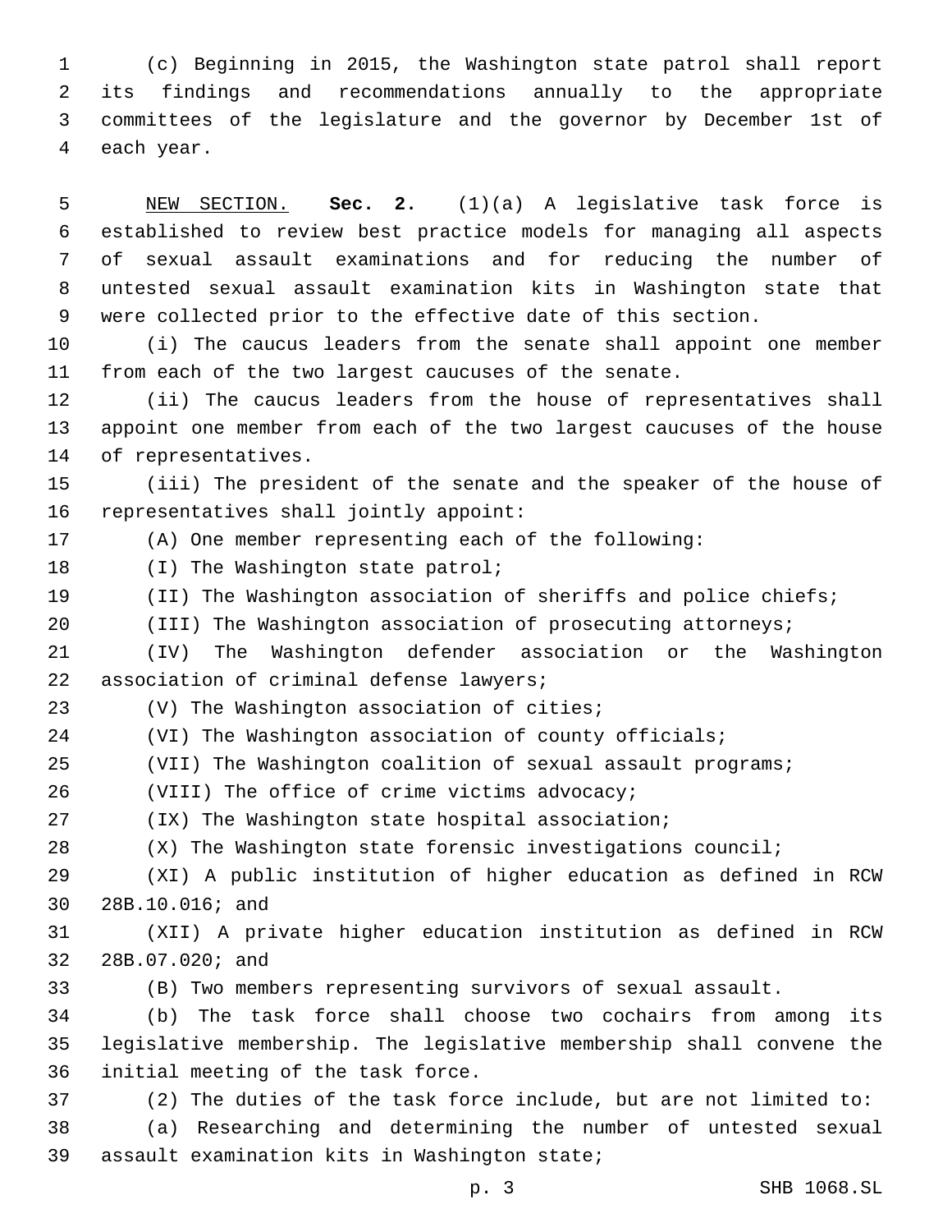(c) Beginning in 2015, the Washington state patrol shall report its findings and recommendations annually to the appropriate committees of the legislature and the governor by December 1st of each year.

NEW SECTION. **Sec. 2.** (1)(a) A legislative task force is established to review best practice models for managing all aspects of sexual assault examinations and for reducing the number of untested sexual assault examination kits in Washington state that were collected prior to the effective date of this section.

(i) The caucus leaders from the senate shall appoint one member from each of the two largest caucuses of the senate.

(ii) The caucus leaders from the house of representatives shall appoint one member from each of the two largest caucuses of the house of representatives.

(iii) The president of the senate and the speaker of the house of representatives shall jointly appoint:

(A) One member representing each of the following:

(I) The Washington state patrol;

(II) The Washington association of sheriffs and police chiefs;

(III) The Washington association of prosecuting attorneys;

(IV) The Washington defender association or the Washington association of criminal defense lawyers;

(V) The Washington association of cities;

(VI) The Washington association of county officials;

(VII) The Washington coalition of sexual assault programs;

(VIII) The office of crime victims advocacy;

(IX) The Washington state hospital association;

(X) The Washington state forensic investigations council;

(XI) A public institution of higher education as defined in RCW 28B.10.016; and

(XII) A private higher education institution as defined in RCW 28B.07.020; and

(B) Two members representing survivors of sexual assault.

(b) The task force shall choose two cochairs from among its legislative membership. The legislative membership shall convene the initial meeting of the task force.

(2) The duties of the task force include, but are not limited to:

(a) Researching and determining the number of untested sexual assault examination kits in Washington state;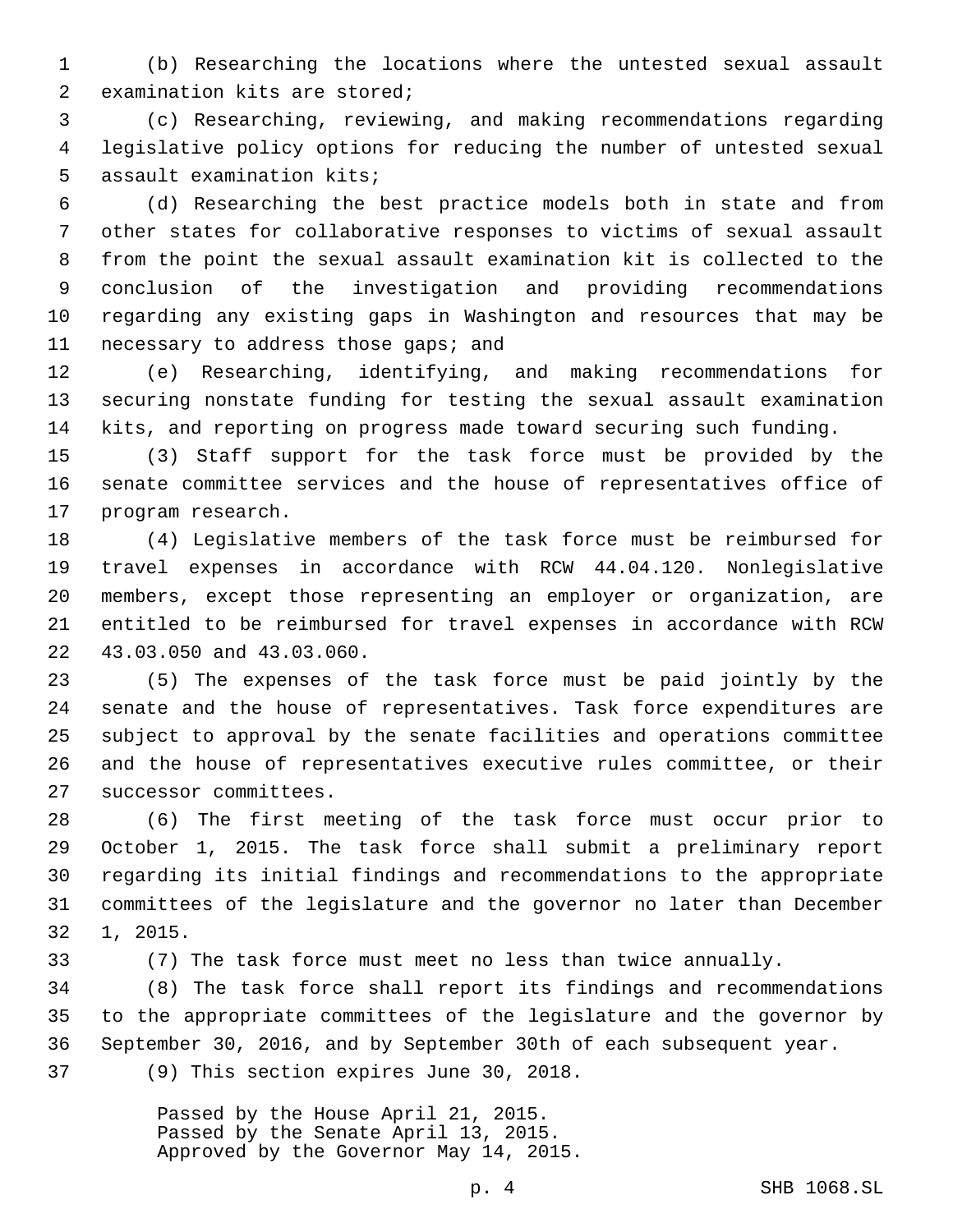(b) Researching the locations where the untested sexual assault examination kits are stored;

(c) Researching, reviewing, and making recommendations regarding legislative policy options for reducing the number of untested sexual assault examination kits;

(d) Researching the best practice models both in state and from other states for collaborative responses to victims of sexual assault from the point the sexual assault examination kit is collected to the conclusion of the investigation and providing recommendations regarding any existing gaps in Washington and resources that may be necessary to address those gaps; and

(e) Researching, identifying, and making recommendations for securing nonstate funding for testing the sexual assault examination kits, and reporting on progress made toward securing such funding.

(3) Staff support for the task force must be provided by the senate committee services and the house of representatives office of program research.

(4) Legislative members of the task force must be reimbursed for travel expenses in accordance with RCW 44.04.120. Nonlegislative members, except those representing an employer or organization, are entitled to be reimbursed for travel expenses in accordance with RCW 43.03.050 and 43.03.060.

(5) The expenses of the task force must be paid jointly by the senate and the house of representatives. Task force expenditures are subject to approval by the senate facilities and operations committee and the house of representatives executive rules committee, or their successor committees.

(6) The first meeting of the task force must occur prior to October 1, 2015. The task force shall submit a preliminary report regarding its initial findings and recommendations to the appropriate committees of the legislature and the governor no later than December 1, 2015.

(7) The task force must meet no less than twice annually.

(8) The task force shall report its findings and recommendations to the appropriate committees of the legislature and the governor by September 30, 2016, and by September 30th of each subsequent year.

(9) This section expires June 30, 2018.

Passed by the House April 21, 2015.
Passed by the Senate April 13, 2015.
Approved by the Governor May 14, 2015.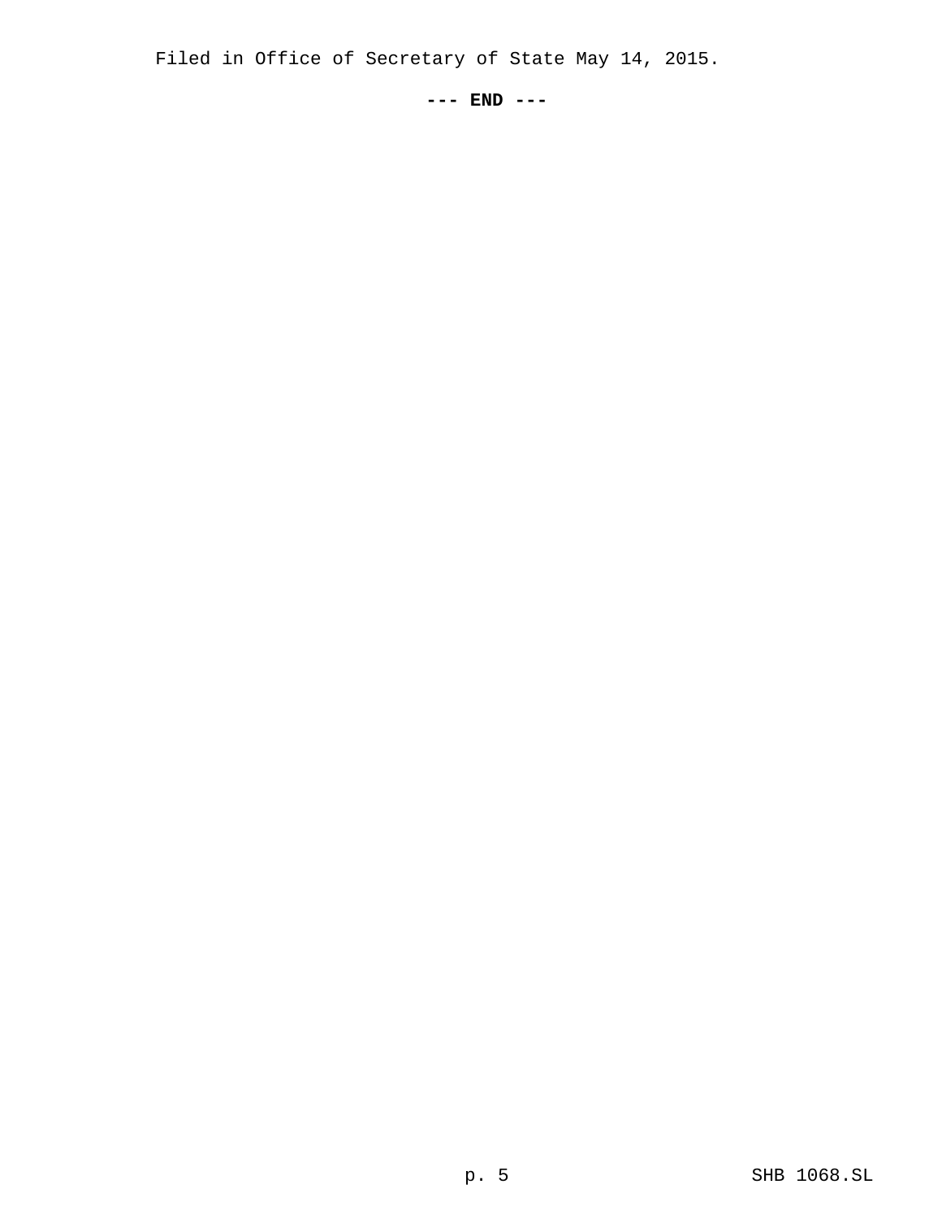Filed in Office of Secretary of State May 14, 2015.

**--- END ---**